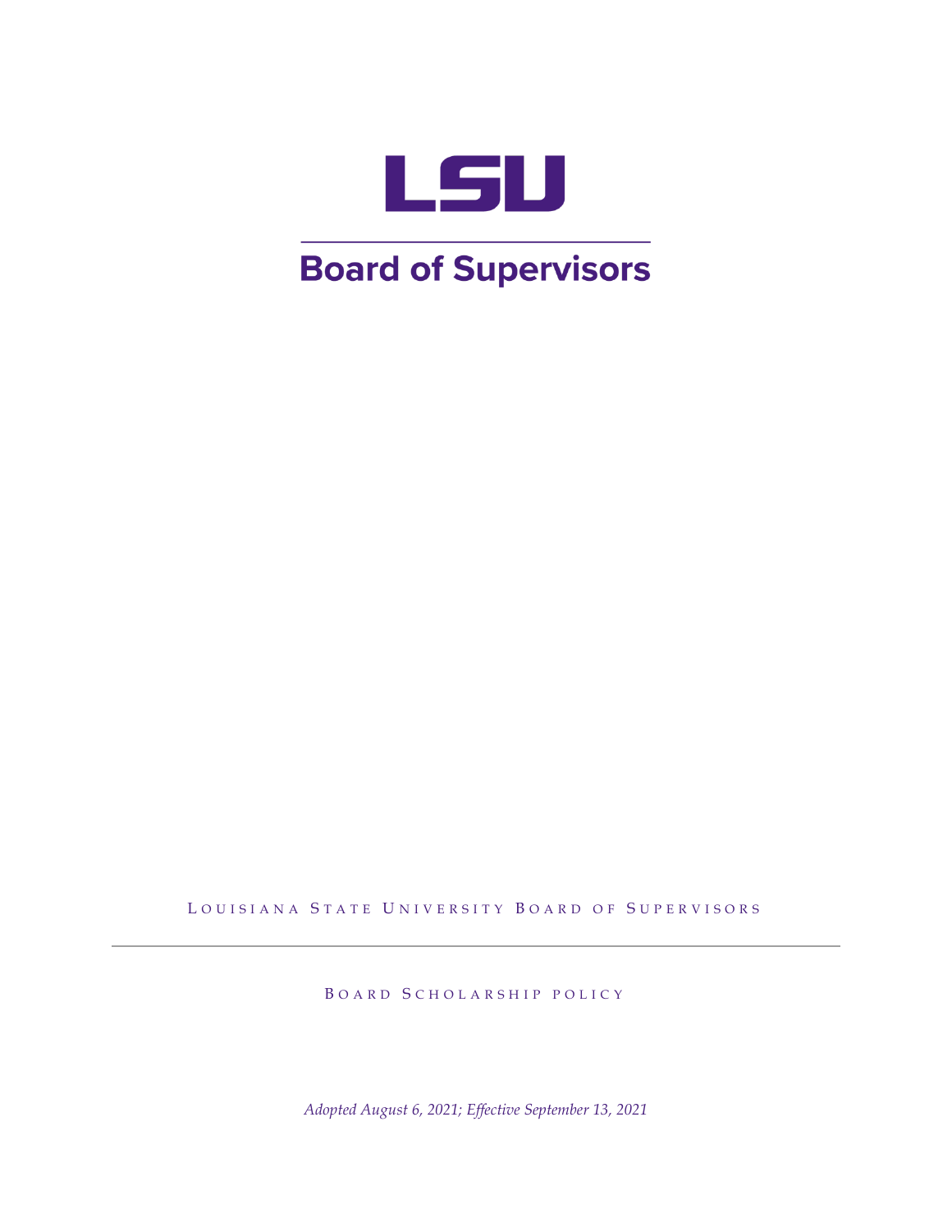# LSU

## Board of Supervisors

LOUISIANA STATE UNIVERSITY BOARD OF SUPERVISORS

---

BOARD SCHOLARSHIP POLICY

*Adopted August 6, 2021; Effective September 13, 2021*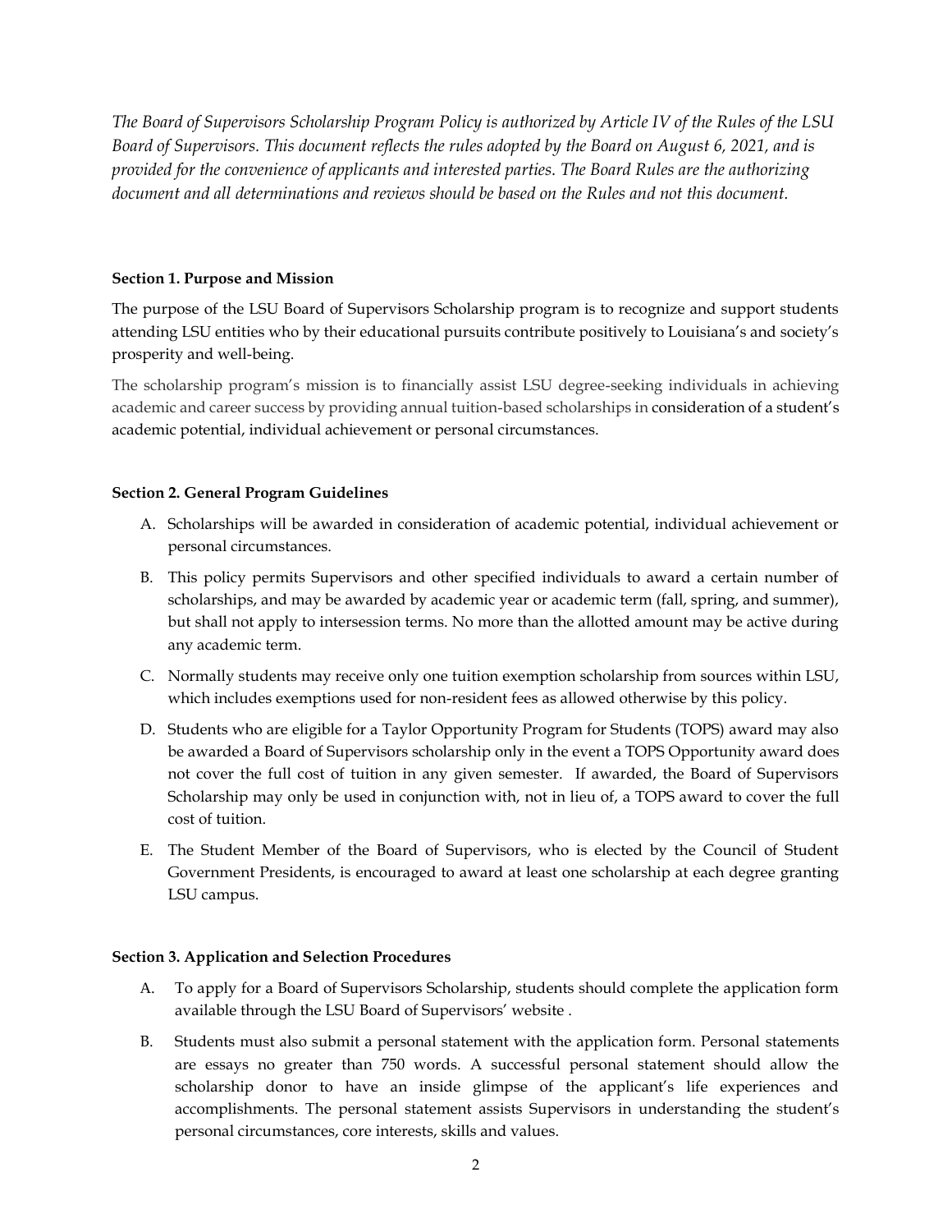*The Board of Supervisors Scholarship Program Policy is authorized by Article IV of the Rules of the LSU Board of Supervisors. This document reflects the rules adopted by the Board on August 6, 2021, and is provided for the convenience of applicants and interested parties. The Board Rules are the authorizing document and all determinations and reviews should be based on the Rules and not this document.*

**Section 1. Purpose and Mission**

The purpose of the LSU Board of Supervisors Scholarship program is to recognize and support students attending LSU entities who by their educational pursuits contribute positively to Louisiana's and society's prosperity and well-being.

The scholarship program's mission is to financially assist LSU degree-seeking individuals in achieving academic and career success by providing annual tuition-based scholarships in consideration of a student's academic potential, individual achievement or personal circumstances.

**Section 2. General Program Guidelines**

A. Scholarships will be awarded in consideration of academic potential, individual achievement or personal circumstances.

B. This policy permits Supervisors and other specified individuals to award a certain number of scholarships, and may be awarded by academic year or academic term (fall, spring, and summer), but shall not apply to intersession terms. No more than the allotted amount may be active during any academic term.

C. Normally students may receive only one tuition exemption scholarship from sources within LSU, which includes exemptions used for non-resident fees as allowed otherwise by this policy.

D. Students who are eligible for a Taylor Opportunity Program for Students (TOPS) award may also be awarded a Board of Supervisors scholarship only in the event a TOPS Opportunity award does not cover the full cost of tuition in any given semester. If awarded, the Board of Supervisors Scholarship may only be used in conjunction with, not in lieu of, a TOPS award to cover the full cost of tuition.

E. The Student Member of the Board of Supervisors, who is elected by the Council of Student Government Presidents, is encouraged to award at least one scholarship at each degree granting LSU campus.

**Section 3. Application and Selection Procedures**

A. To apply for a Board of Supervisors Scholarship, students should complete the application form available through the LSU Board of Supervisors' website .

B. Students must also submit a personal statement with the application form. Personal statements are essays no greater than 750 words. A successful personal statement should allow the scholarship donor to have an inside glimpse of the applicant's life experiences and accomplishments. The personal statement assists Supervisors in understanding the student's personal circumstances, core interests, skills and values.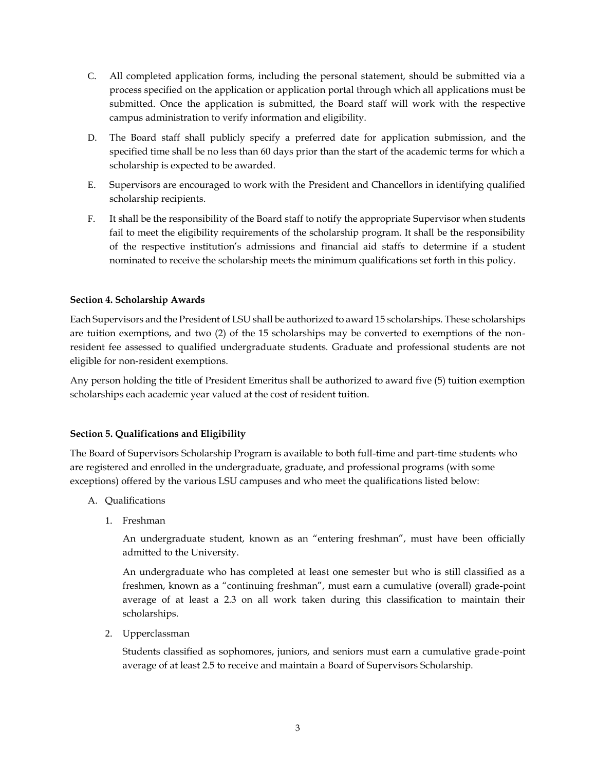C. All completed application forms, including the personal statement, should be submitted via a process specified on the application or application portal through which all applications must be submitted. Once the application is submitted, the Board staff will work with the respective campus administration to verify information and eligibility.

D. The Board staff shall publicly specify a preferred date for application submission, and the specified time shall be no less than 60 days prior than the start of the academic terms for which a scholarship is expected to be awarded.

E. Supervisors are encouraged to work with the President and Chancellors in identifying qualified scholarship recipients.

F. It shall be the responsibility of the Board staff to notify the appropriate Supervisor when students fail to meet the eligibility requirements of the scholarship program. It shall be the responsibility of the respective institution's admissions and financial aid staffs to determine if a student nominated to receive the scholarship meets the minimum qualifications set forth in this policy.

**Section 4. Scholarship Awards**

Each Supervisors and the President of LSU shall be authorized to award 15 scholarships. These scholarships are tuition exemptions, and two (2) of the 15 scholarships may be converted to exemptions of the non-resident fee assessed to qualified undergraduate students. Graduate and professional students are not eligible for non-resident exemptions.

Any person holding the title of President Emeritus shall be authorized to award five (5) tuition exemption scholarships each academic year valued at the cost of resident tuition.

**Section 5. Qualifications and Eligibility**

The Board of Supervisors Scholarship Program is available to both full-time and part-time students who are registered and enrolled in the undergraduate, graduate, and professional programs (with some exceptions) offered by the various LSU campuses and who meet the qualifications listed below:

A. Qualifications

1. Freshman

   An undergraduate student, known as an "entering freshman", must have been officially admitted to the University.

   An undergraduate who has completed at least one semester but who is still classified as a freshmen, known as a "continuing freshman", must earn a cumulative (overall) grade-point average of at least a 2.3 on all work taken during this classification to maintain their scholarships.

2. Upperclassman

   Students classified as sophomores, juniors, and seniors must earn a cumulative grade-point average of at least 2.5 to receive and maintain a Board of Supervisors Scholarship.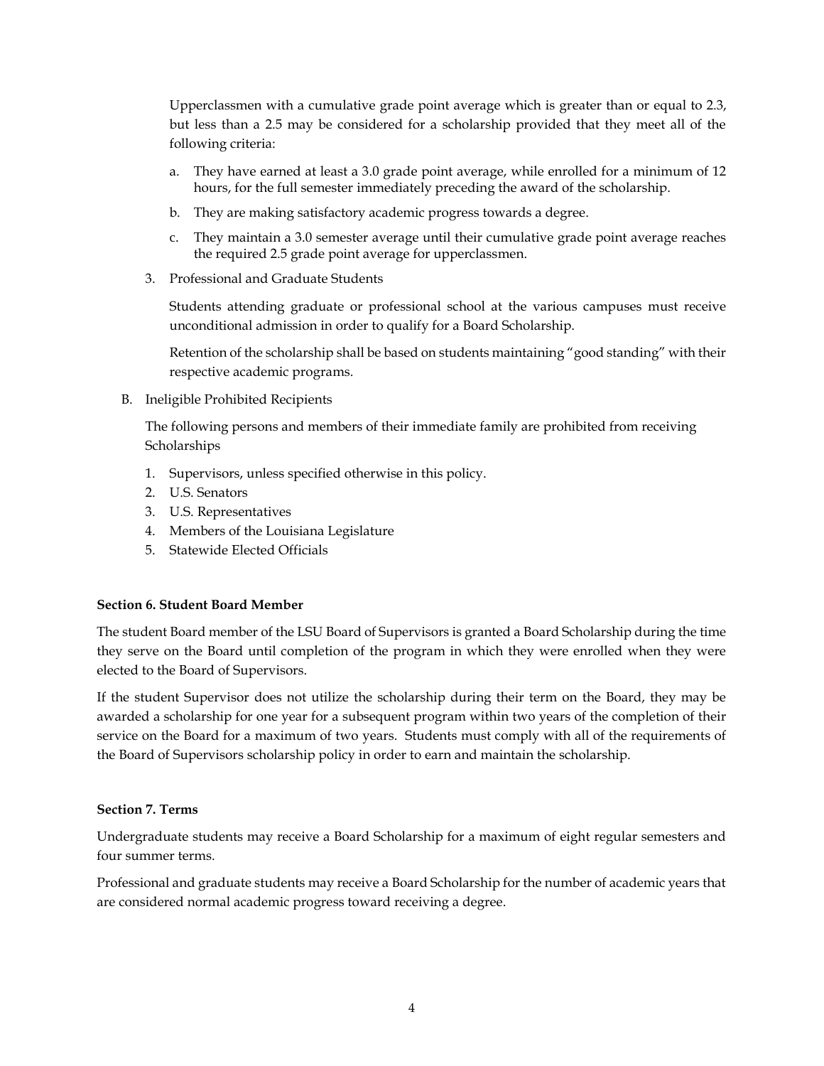Upperclassmen with a cumulative grade point average which is greater than or equal to 2.3, but less than a 2.5 may be considered for a scholarship provided that they meet all of the following criteria:

a. They have earned at least a 3.0 grade point average, while enrolled for a minimum of 12 hours, for the full semester immediately preceding the award of the scholarship.
b. They are making satisfactory academic progress towards a degree.
c. They maintain a 3.0 semester average until their cumulative grade point average reaches the required 2.5 grade point average for upperclassmen.

3. Professional and Graduate Students

Students attending graduate or professional school at the various campuses must receive unconditional admission in order to qualify for a Board Scholarship.

Retention of the scholarship shall be based on students maintaining "good standing" with their respective academic programs.

B. Ineligible Prohibited Recipients

The following persons and members of their immediate family are prohibited from receiving Scholarships

1. Supervisors, unless specified otherwise in this policy.
2. U.S. Senators
3. U.S. Representatives
4. Members of the Louisiana Legislature
5. Statewide Elected Officials

**Section 6. Student Board Member**

The student Board member of the LSU Board of Supervisors is granted a Board Scholarship during the time they serve on the Board until completion of the program in which they were enrolled when they were elected to the Board of Supervisors.

If the student Supervisor does not utilize the scholarship during their term on the Board, they may be awarded a scholarship for one year for a subsequent program within two years of the completion of their service on the Board for a maximum of two years. Students must comply with all of the requirements of the Board of Supervisors scholarship policy in order to earn and maintain the scholarship.

**Section 7. Terms**

Undergraduate students may receive a Board Scholarship for a maximum of eight regular semesters and four summer terms.

Professional and graduate students may receive a Board Scholarship for the number of academic years that are considered normal academic progress toward receiving a degree.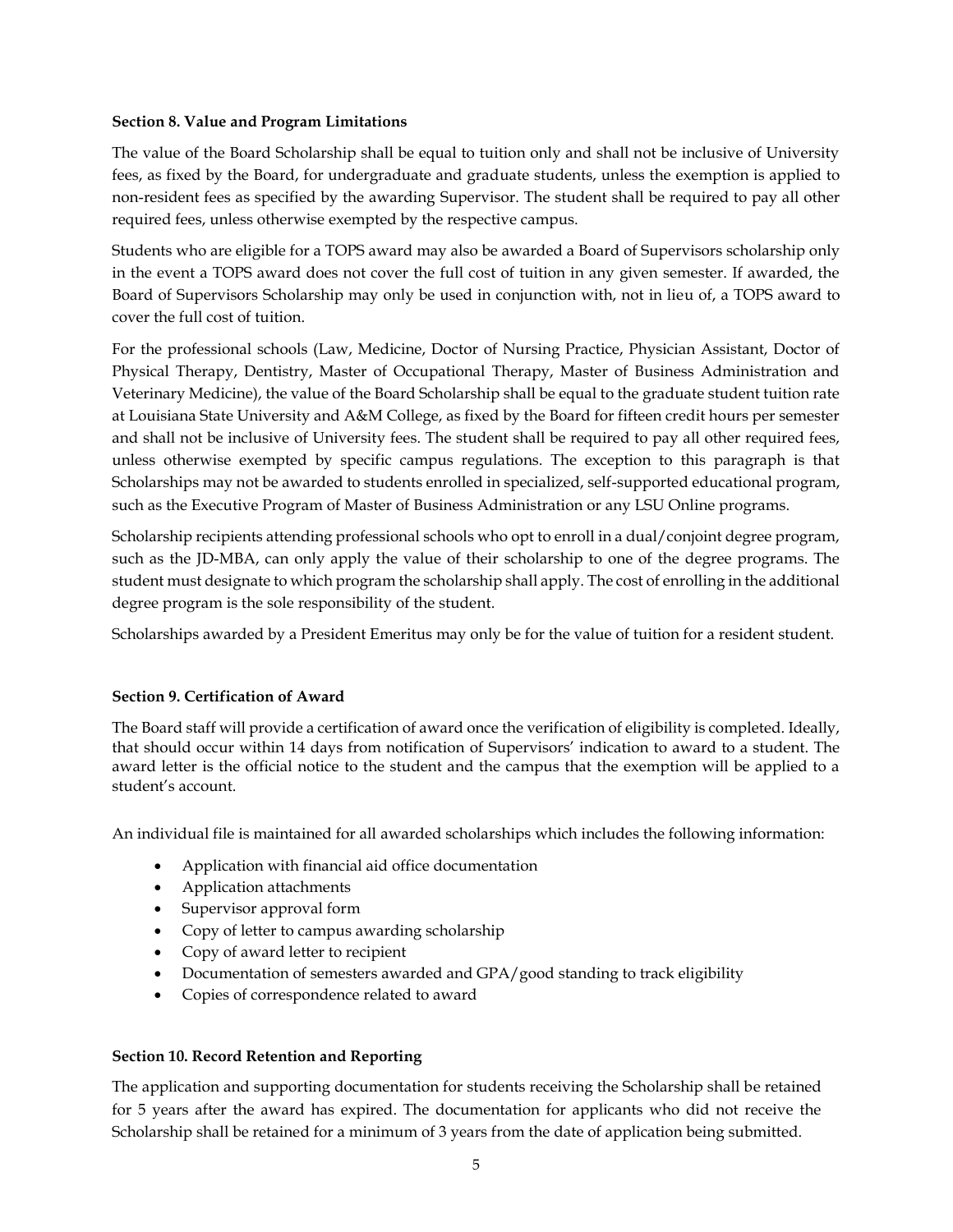**Section 8. Value and Program Limitations**

The value of the Board Scholarship shall be equal to tuition only and shall not be inclusive of University fees, as fixed by the Board, for undergraduate and graduate students, unless the exemption is applied to non-resident fees as specified by the awarding Supervisor. The student shall be required to pay all other required fees, unless otherwise exempted by the respective campus.

Students who are eligible for a TOPS award may also be awarded a Board of Supervisors scholarship only in the event a TOPS award does not cover the full cost of tuition in any given semester. If awarded, the Board of Supervisors Scholarship may only be used in conjunction with, not in lieu of, a TOPS award to cover the full cost of tuition.

For the professional schools (Law, Medicine, Doctor of Nursing Practice, Physician Assistant, Doctor of Physical Therapy, Dentistry, Master of Occupational Therapy, Master of Business Administration and Veterinary Medicine), the value of the Board Scholarship shall be equal to the graduate student tuition rate at Louisiana State University and A&M College, as fixed by the Board for fifteen credit hours per semester and shall not be inclusive of University fees. The student shall be required to pay all other required fees, unless otherwise exempted by specific campus regulations. The exception to this paragraph is that Scholarships may not be awarded to students enrolled in specialized, self-supported educational program, such as the Executive Program of Master of Business Administration or any LSU Online programs.

Scholarship recipients attending professional schools who opt to enroll in a dual/conjoint degree program, such as the JD-MBA, can only apply the value of their scholarship to one of the degree programs. The student must designate to which program the scholarship shall apply. The cost of enrolling in the additional degree program is the sole responsibility of the student.

Scholarships awarded by a President Emeritus may only be for the value of tuition for a resident student.

**Section 9. Certification of Award**

The Board staff will provide a certification of award once the verification of eligibility is completed. Ideally, that should occur within 14 days from notification of Supervisors' indication to award to a student. The award letter is the official notice to the student and the campus that the exemption will be applied to a student's account.

An individual file is maintained for all awarded scholarships which includes the following information:

- Application with financial aid office documentation
- Application attachments
- Supervisor approval form
- Copy of letter to campus awarding scholarship
- Copy of award letter to recipient
- Documentation of semesters awarded and GPA/good standing to track eligibility
- Copies of correspondence related to award

**Section 10. Record Retention and Reporting**

The application and supporting documentation for students receiving the Scholarship shall be retained for 5 years after the award has expired. The documentation for applicants who did not receive the Scholarship shall be retained for a minimum of 3 years from the date of application being submitted.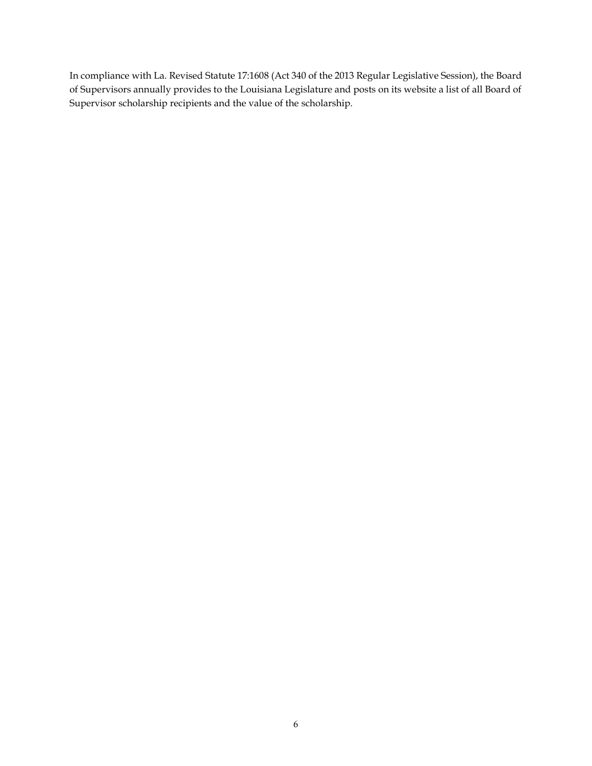In compliance with La. Revised Statute 17:1608 (Act 340 of the 2013 Regular Legislative Session), the Board of Supervisors annually provides to the Louisiana Legislature and posts on its website a list of all Board of Supervisor scholarship recipients and the value of the scholarship.